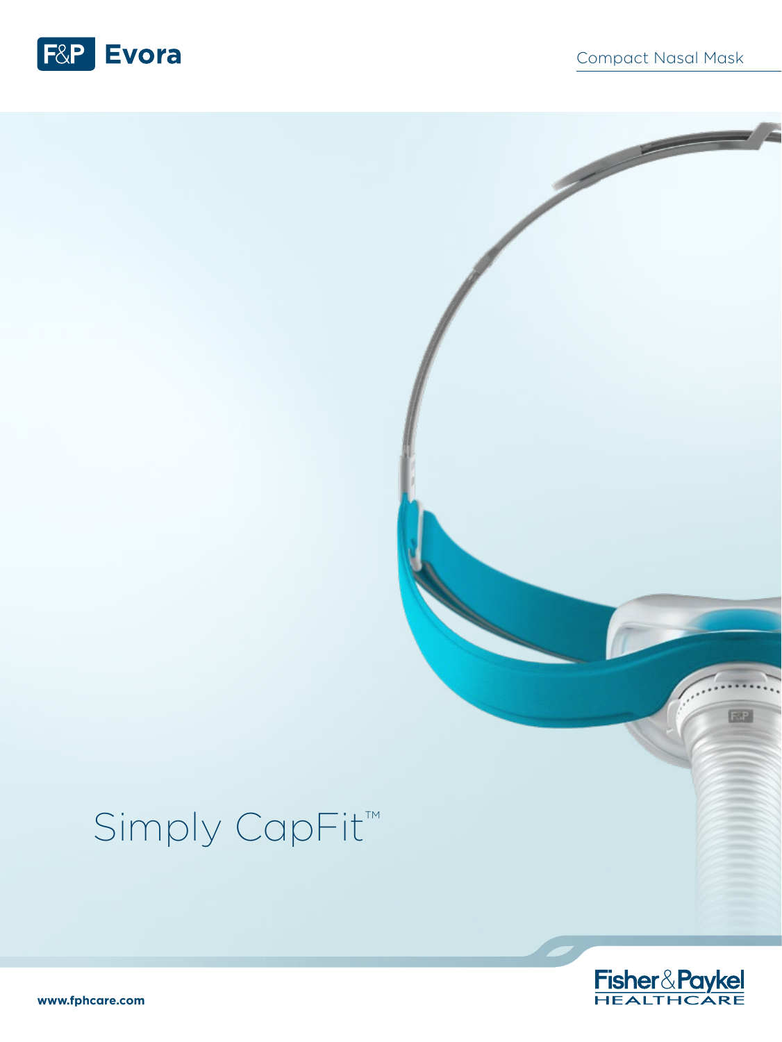# F&P Evora

Compact Nasal Mask

Simply CapFit™

Fisher&Paykel HEALTHCARE

www.fphcare.com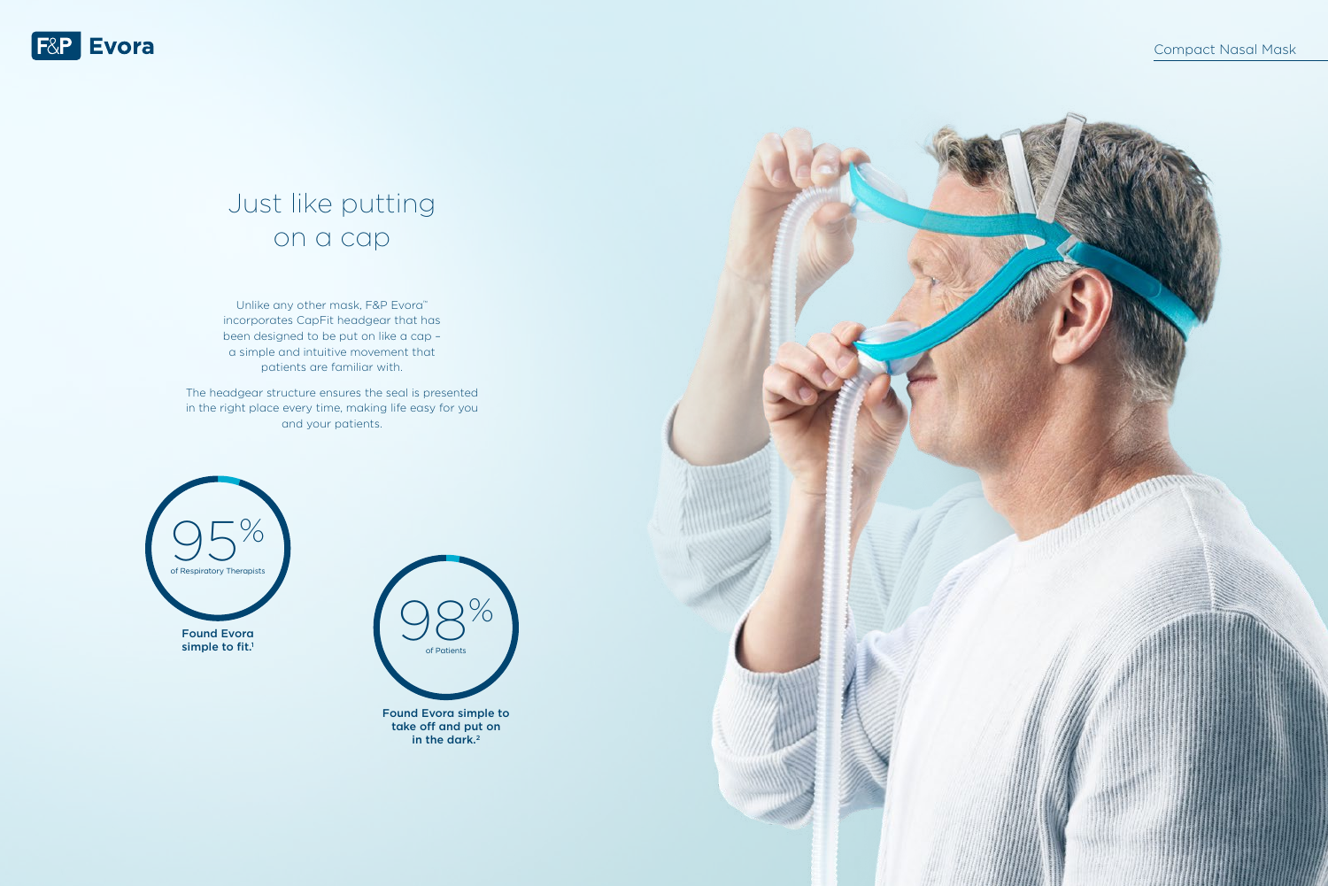# Just like putting on a cap

Unlike any other mask, F&P Evora™ incorporates CapFit headgear that has been designed to be put on like a cap – a simple and intuitive movement that patients are familiar with.

The headgear structure ensures the seal is presented in the right place every time, making life easy for you and your patients.

**95%** of Respiratory Therapists

**Found Evora simple to fit.**[1]

**98%** of Patients

**Found Evora simple to take off and put on in the dark.**[2]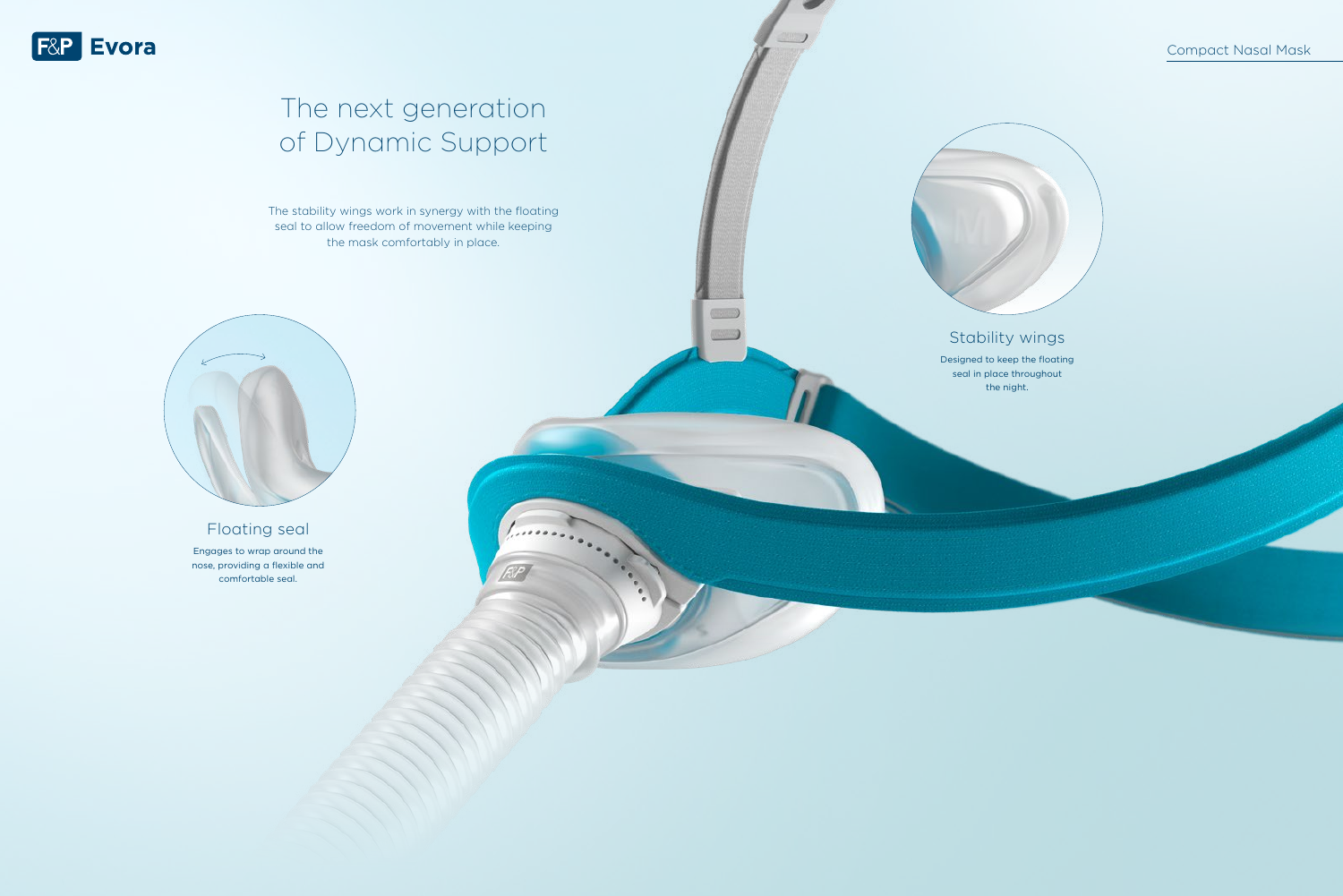F&P **Evora**

Compact Nasal Mask

# The next generation of Dynamic Support

The stability wings work in synergy with the floating seal to allow freedom of movement while keeping the mask comfortably in place.

## Floating seal

Engages to wrap around the nose, providing a flexible and comfortable seal.

## Stability wings

Designed to keep the floating seal in place throughout the night.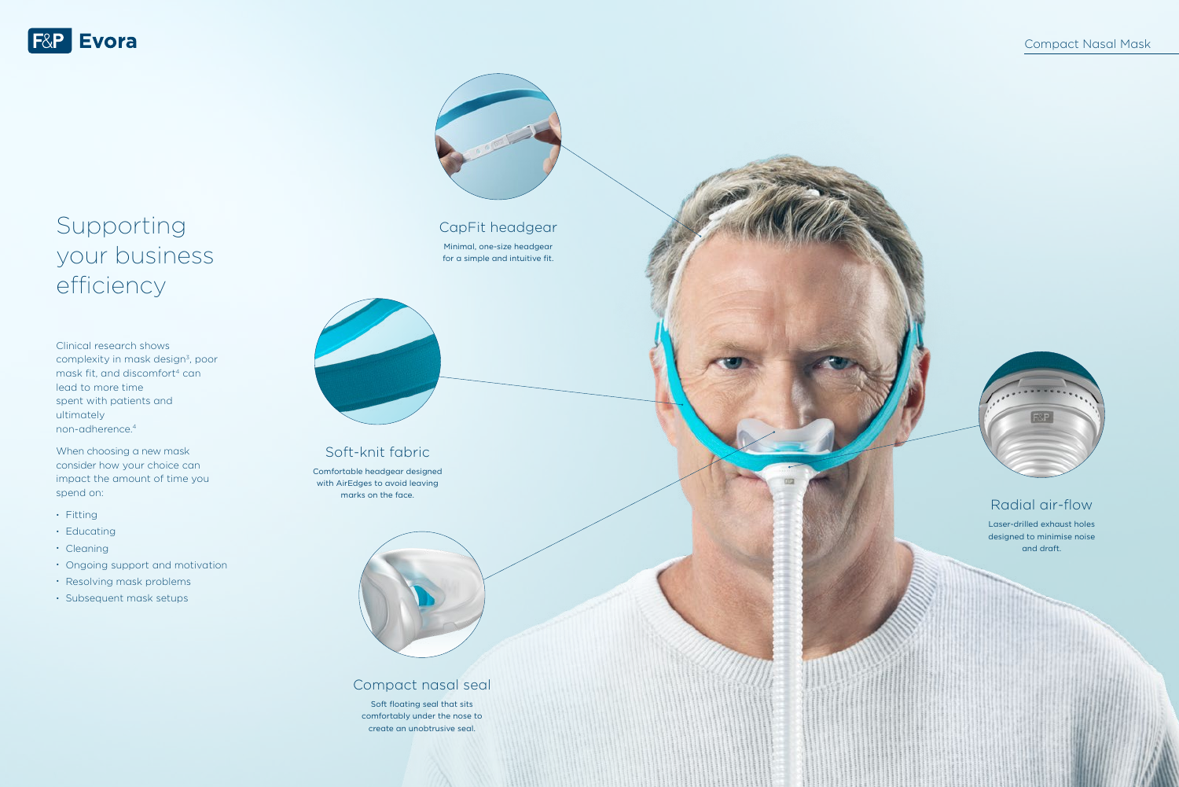# Supporting your business efficiency

Clinical research shows complexity in mask design[3], poor mask fit, and discomfort[4] can lead to more time spent with patients and ultimately non-adherence.[4]

When choosing a new mask consider how your choice can impact the amount of time you spend on:

- Fitting
- Educating
- Cleaning
- Ongoing support and motivation
- Resolving mask problems
- Subsequent mask setups

### CapFit headgear

Minimal, one-size headgear for a simple and intuitive fit.

### Soft-knit fabric

Comfortable headgear designed with AirEdges to avoid leaving marks on the face.

### Compact nasal seal

Soft floating seal that sits comfortably under the nose to create an unobtrusive seal.

### Radial air-flow

Laser-drilled exhaust holes designed to minimise noise and draft.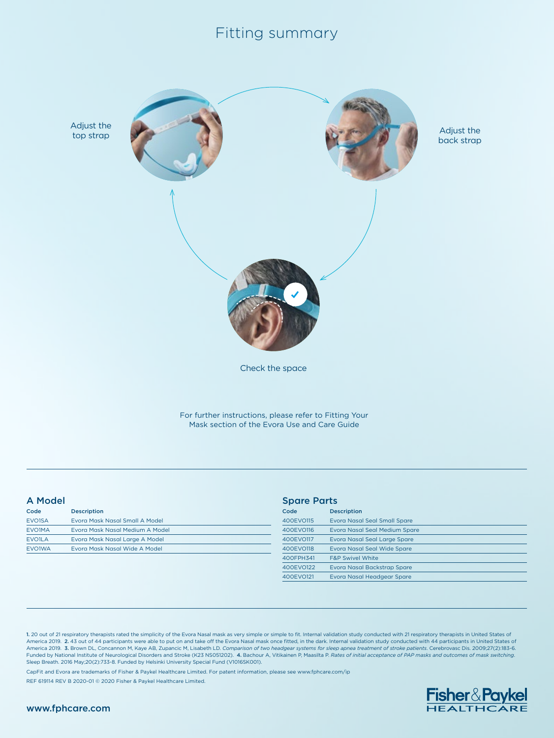# Fitting summary

Adjust the top strap

Adjust the back strap

Check the space

For further instructions, please refer to Fitting Your Mask section of the Evora Use and Care Guide

## A Model

| Code | Description |
|---|---|
| EVO1SA | Evora Mask Nasal Small A Model |
| EVO1MA | Evora Mask Nasal Medium A Model |
| EVO1LA | Evora Mask Nasal Large A Model |
| EVO1WA | Evora Mask Nasal Wide A Model |

## Spare Parts

| Code | Description |
|---|---|
| 400EVO115 | Evora Nasal Seal Small Spare |
| 400EVO116 | Evora Nasal Seal Medium Spare |
| 400EVO117 | Evora Nasal Seal Large Spare |
| 400EVO118 | Evora Nasal Seal Wide Spare |
| 400FPH341 | F&P Swivel White |
| 400EVO122 | Evora Nasal Backstrap Spare |
| 400EVO121 | Evora Nasal Headgear Spare |

**1.** 20 out of 21 respiratory therapists rated the simplicity of the Evora Nasal mask as very simple or simple to fit. Internal validation study conducted with 21 respiratory therapists in United States of America 2019. **2.** 43 out of 44 participants were able to put on and take off the Evora Nasal mask once fitted, in the dark. Internal validation study conducted with 44 participants in United States of America 2019. **3.** Brown DL, Concannon M, Kaye AB, Zupancic M, Lisabeth LD. *Comparison of two headgear systems for sleep apnea treatment of stroke patients.* Cerebrovasc Dis. 2009;27(2):183-6. Funded by National Institute of Neurological Disorders and Stroke (K23 NS051202). **4.** Bachour A, Vitikainen P, Maasilta P. *Rates of initial acceptance of PAP masks and outcomes of mask switching.* Sleep Breath. 2016 May;20(2):733-8. Funded by Helsinki University Special Fund (V1016SK001).

CapFit and Evora are trademarks of Fisher & Paykel Healthcare Limited. For patent information, please see www.fphcare.com/ip

REF 619114 REV B 2020-01 © 2020 Fisher & Paykel Healthcare Limited.

www.fphcare.com

Fisher&Paykel HEALTHCARE